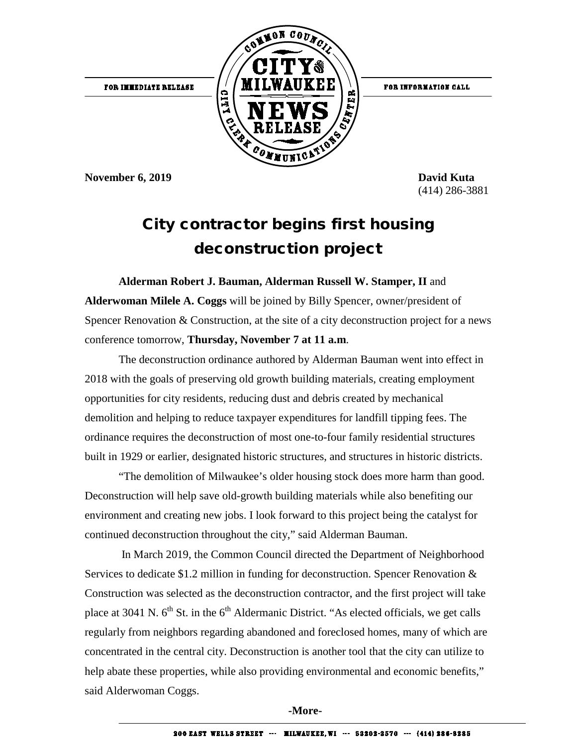FOR IMMEDIATE RELEASE

COMMON COUNCIL CITY of MILWAUKEE NEWS RELEASE CITY CLERK COMMUNICATIONS CENTER

FOR INFORMATION CALL

**November 6, 2019**

**David Kuta**
(414) 286-3881

# City contractor begins first housing deconstruction project

**Alderman Robert J. Bauman, Alderman Russell W. Stamper, II** and **Alderwoman Milele A. Coggs** will be joined by Billy Spencer, owner/president of Spencer Renovation & Construction, at the site of a city deconstruction project for a news conference tomorrow, **Thursday, November 7 at 11 a.m**.

The deconstruction ordinance authored by Alderman Bauman went into effect in 2018 with the goals of preserving old growth building materials, creating employment opportunities for city residents, reducing dust and debris created by mechanical demolition and helping to reduce taxpayer expenditures for landfill tipping fees. The ordinance requires the deconstruction of most one-to-four family residential structures built in 1929 or earlier, designated historic structures, and structures in historic districts.

"The demolition of Milwaukee's older housing stock does more harm than good. Deconstruction will help save old-growth building materials while also benefiting our environment and creating new jobs. I look forward to this project being the catalyst for continued deconstruction throughout the city," said Alderman Bauman.

In March 2019, the Common Council directed the Department of Neighborhood Services to dedicate $1.2 million in funding for deconstruction. Spencer Renovation & Construction was selected as the deconstruction contractor, and the first project will take place at 3041 N. 6th St. in the 6th Aldermanic District. "As elected officials, we get calls regularly from neighbors regarding abandoned and foreclosed homes, many of which are concentrated in the central city. Deconstruction is another tool that the city can utilize to help abate these properties, while also providing environmental and economic benefits," said Alderwoman Coggs.

**-More-**

200 EAST WELLS STREET --- MILWAUKEE, WI --- 53202-3570 --- (414) 286-2285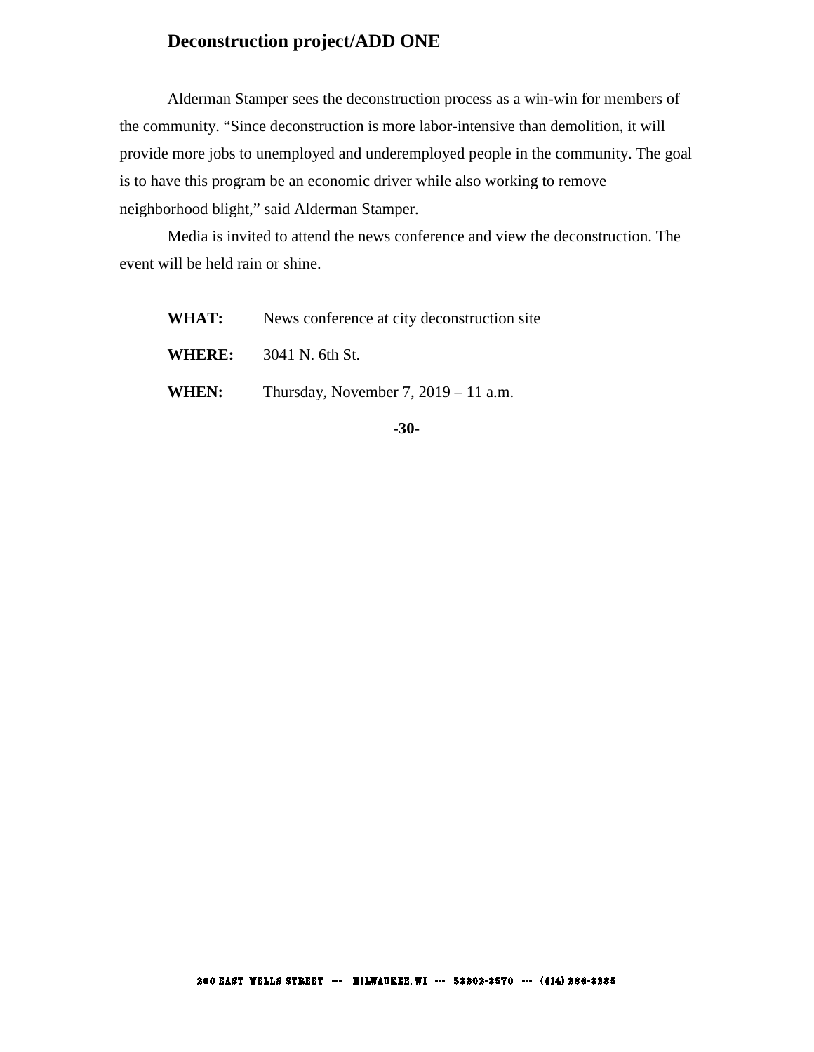**Deconstruction project/ADD ONE**

Alderman Stamper sees the deconstruction process as a win-win for members of the community. “Since deconstruction is more labor-intensive than demolition, it will provide more jobs to unemployed and underemployed people in the community. The goal is to have this program be an economic driver while also working to remove neighborhood blight,” said Alderman Stamper.

Media is invited to attend the news conference and view the deconstruction. The event will be held rain or shine.

**WHAT:** News conference at city deconstruction site

**WHERE:** 3041 N. 6th St.

**WHEN:** Thursday, November 7, 2019 – 11 a.m.

**-30-**